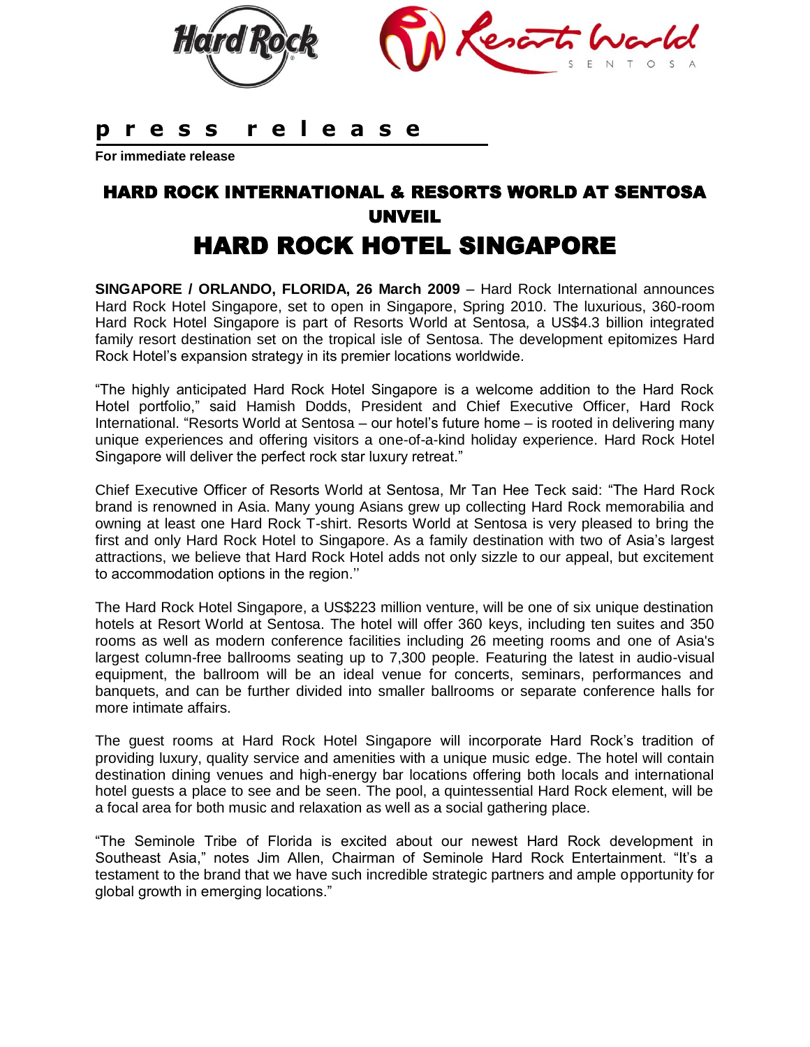**p r e s s   r e l e a s e**

**For immediate release**

# HARD ROCK INTERNATIONAL & RESORTS WORLD AT SENTOSA UNVEIL

# HARD ROCK HOTEL SINGAPORE

**SINGAPORE / ORLANDO, FLORIDA, 26 March 2009** – Hard Rock International announces Hard Rock Hotel Singapore, set to open in Singapore, Spring 2010. The luxurious, 360-room Hard Rock Hotel Singapore is part of Resorts World at Sentosa*,* a US$4.3 billion integrated family resort destination set on the tropical isle of Sentosa. The development epitomizes Hard Rock Hotel's expansion strategy in its premier locations worldwide.

"The highly anticipated Hard Rock Hotel Singapore is a welcome addition to the Hard Rock Hotel portfolio," said Hamish Dodds, President and Chief Executive Officer, Hard Rock International. "Resorts World at Sentosa – our hotel's future home – is rooted in delivering many unique experiences and offering visitors a one-of-a-kind holiday experience. Hard Rock Hotel Singapore will deliver the perfect rock star luxury retreat."

Chief Executive Officer of Resorts World at Sentosa, Mr Tan Hee Teck said: "The Hard Rock brand is renowned in Asia. Many young Asians grew up collecting Hard Rock memorabilia and owning at least one Hard Rock T-shirt. Resorts World at Sentosa is very pleased to bring the first and only Hard Rock Hotel to Singapore. As a family destination with two of Asia's largest attractions, we believe that Hard Rock Hotel adds not only sizzle to our appeal, but excitement to accommodation options in the region.''

The Hard Rock Hotel Singapore, a US$223 million venture, will be one of six unique destination hotels at Resort World at Sentosa. The hotel will offer 360 keys, including ten suites and 350 rooms as well as modern conference facilities including 26 meeting rooms and one of Asia's largest column-free ballrooms seating up to 7,300 people. Featuring the latest in audio-visual equipment, the ballroom will be an ideal venue for concerts, seminars, performances and banquets, and can be further divided into smaller ballrooms or separate conference halls for more intimate affairs.

The guest rooms at Hard Rock Hotel Singapore will incorporate Hard Rock's tradition of providing luxury, quality service and amenities with a unique music edge. The hotel will contain destination dining venues and high-energy bar locations offering both locals and international hotel guests a place to see and be seen. The pool, a quintessential Hard Rock element, will be a focal area for both music and relaxation as well as a social gathering place.

"The Seminole Tribe of Florida is excited about our newest Hard Rock development in Southeast Asia," notes Jim Allen, Chairman of Seminole Hard Rock Entertainment. "It's a testament to the brand that we have such incredible strategic partners and ample opportunity for global growth in emerging locations."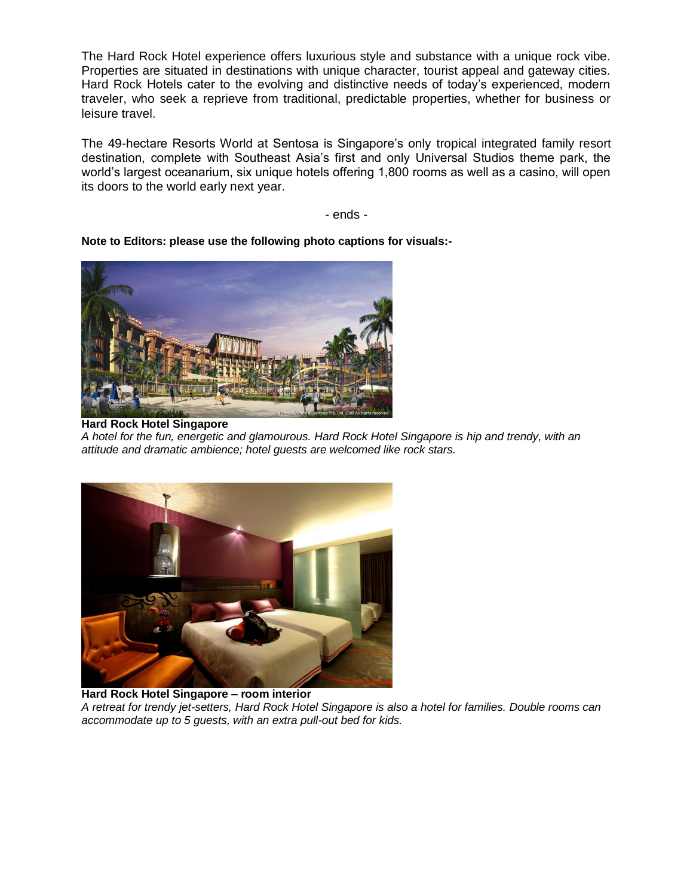The Hard Rock Hotel experience offers luxurious style and substance with a unique rock vibe. Properties are situated in destinations with unique character, tourist appeal and gateway cities. Hard Rock Hotels cater to the evolving and distinctive needs of today's experienced, modern traveler, who seek a reprieve from traditional, predictable properties, whether for business or leisure travel.

The 49-hectare Resorts World at Sentosa is Singapore's only tropical integrated family resort destination, complete with Southeast Asia's first and only Universal Studios theme park, the world's largest oceanarium, six unique hotels offering 1,800 rooms as well as a casino, will open its doors to the world early next year.

- ends -

**Note to Editors: please use the following photo captions for visuals:-**

**Hard Rock Hotel Singapore**
*A hotel for the fun, energetic and glamourous. Hard Rock Hotel Singapore is hip and trendy, with an attitude and dramatic ambience; hotel guests are welcomed like rock stars.*

**Hard Rock Hotel Singapore – room interior**
*A retreat for trendy jet-setters, Hard Rock Hotel Singapore is also a hotel for families. Double rooms can accommodate up to 5 guests, with an extra pull-out bed for kids.*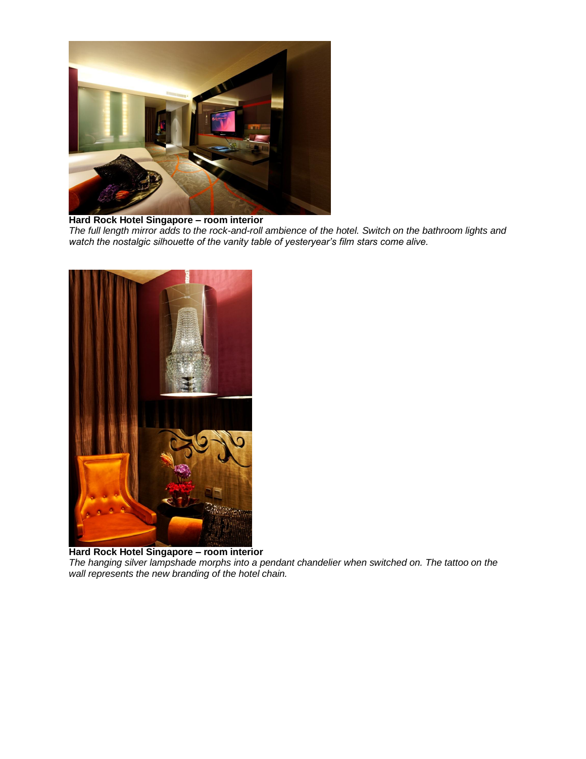**Hard Rock Hotel Singapore – room interior**

*The full length mirror adds to the rock-and-roll ambience of the hotel. Switch on the bathroom lights and watch the nostalgic silhouette of the vanity table of yesteryear's film stars come alive.*

**Hard Rock Hotel Singapore – room interior**

*The hanging silver lampshade morphs into a pendant chandelier when switched on. The tattoo on the wall represents the new branding of the hotel chain.*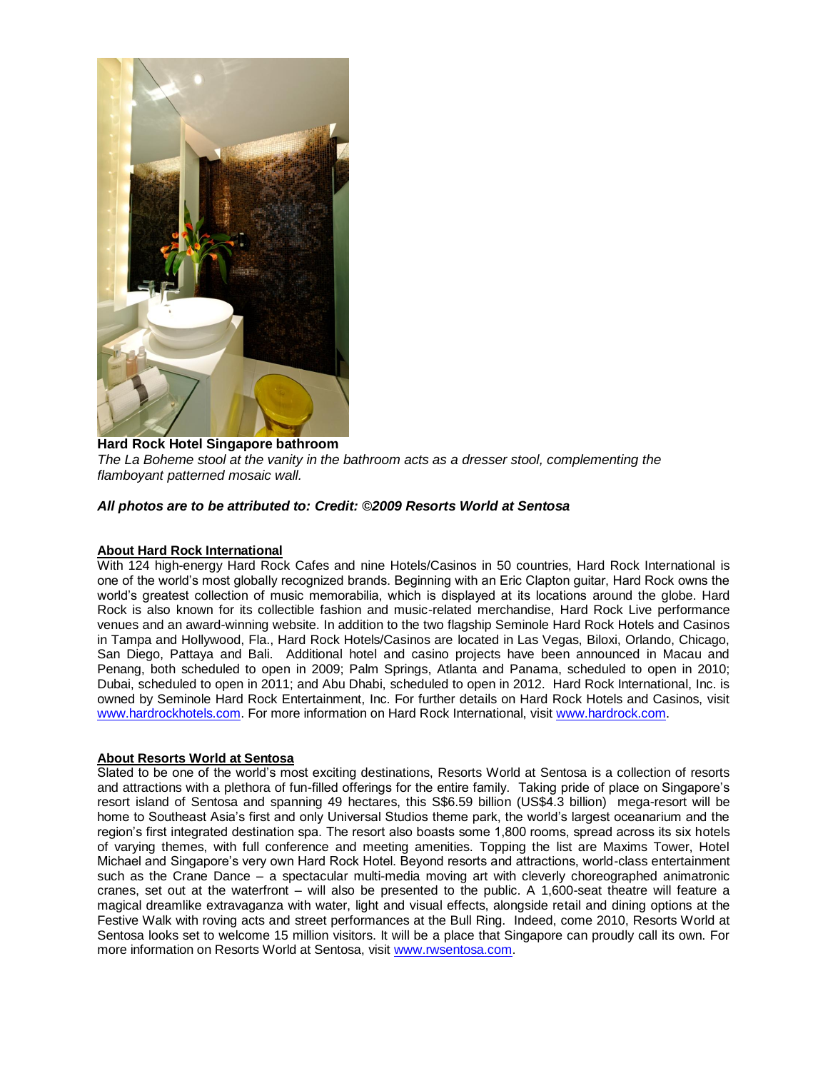**Hard Rock Hotel Singapore bathroom**
*The La Boheme stool at the vanity in the bathroom acts as a dresser stool, complementing the flamboyant patterned mosaic wall.*

***All photos are to be attributed to: Credit: ©2009 Resorts World at Sentosa***

**About Hard Rock International**

With 124 high-energy Hard Rock Cafes and nine Hotels/Casinos in 50 countries, Hard Rock International is one of the world's most globally recognized brands. Beginning with an Eric Clapton guitar, Hard Rock owns the world's greatest collection of music memorabilia, which is displayed at its locations around the globe. Hard Rock is also known for its collectible fashion and music-related merchandise, Hard Rock Live performance venues and an award-winning website. In addition to the two flagship Seminole Hard Rock Hotels and Casinos in Tampa and Hollywood, Fla., Hard Rock Hotels/Casinos are located in Las Vegas, Biloxi, Orlando, Chicago, San Diego, Pattaya and Bali. Additional hotel and casino projects have been announced in Macau and Penang, both scheduled to open in 2009; Palm Springs, Atlanta and Panama, scheduled to open in 2010; Dubai, scheduled to open in 2011; and Abu Dhabi, scheduled to open in 2012. Hard Rock International, Inc. is owned by Seminole Hard Rock Entertainment, Inc. For further details on Hard Rock Hotels and Casinos, visit www.hardrockhotels.com. For more information on Hard Rock International, visit www.hardrock.com.

**About Resorts World at Sentosa**

Slated to be one of the world's most exciting destinations, Resorts World at Sentosa is a collection of resorts and attractions with a plethora of fun-filled offerings for the entire family. Taking pride of place on Singapore's resort island of Sentosa and spanning 49 hectares, this S$6.59 billion (US$4.3 billion) mega-resort will be home to Southeast Asia's first and only Universal Studios theme park, the world's largest oceanarium and the region's first integrated destination spa. The resort also boasts some 1,800 rooms, spread across its six hotels of varying themes, with full conference and meeting amenities. Topping the list are Maxims Tower, Hotel Michael and Singapore's very own Hard Rock Hotel. Beyond resorts and attractions, world-class entertainment such as the Crane Dance – a spectacular multi-media moving art with cleverly choreographed animatronic cranes, set out at the waterfront – will also be presented to the public. A 1,600-seat theatre will feature a magical dreamlike extravaganza with water, light and visual effects, alongside retail and dining options at the Festive Walk with roving acts and street performances at the Bull Ring. Indeed, come 2010, Resorts World at Sentosa looks set to welcome 15 million visitors. It will be a place that Singapore can proudly call its own. For more information on Resorts World at Sentosa, visit www.rwsentosa.com.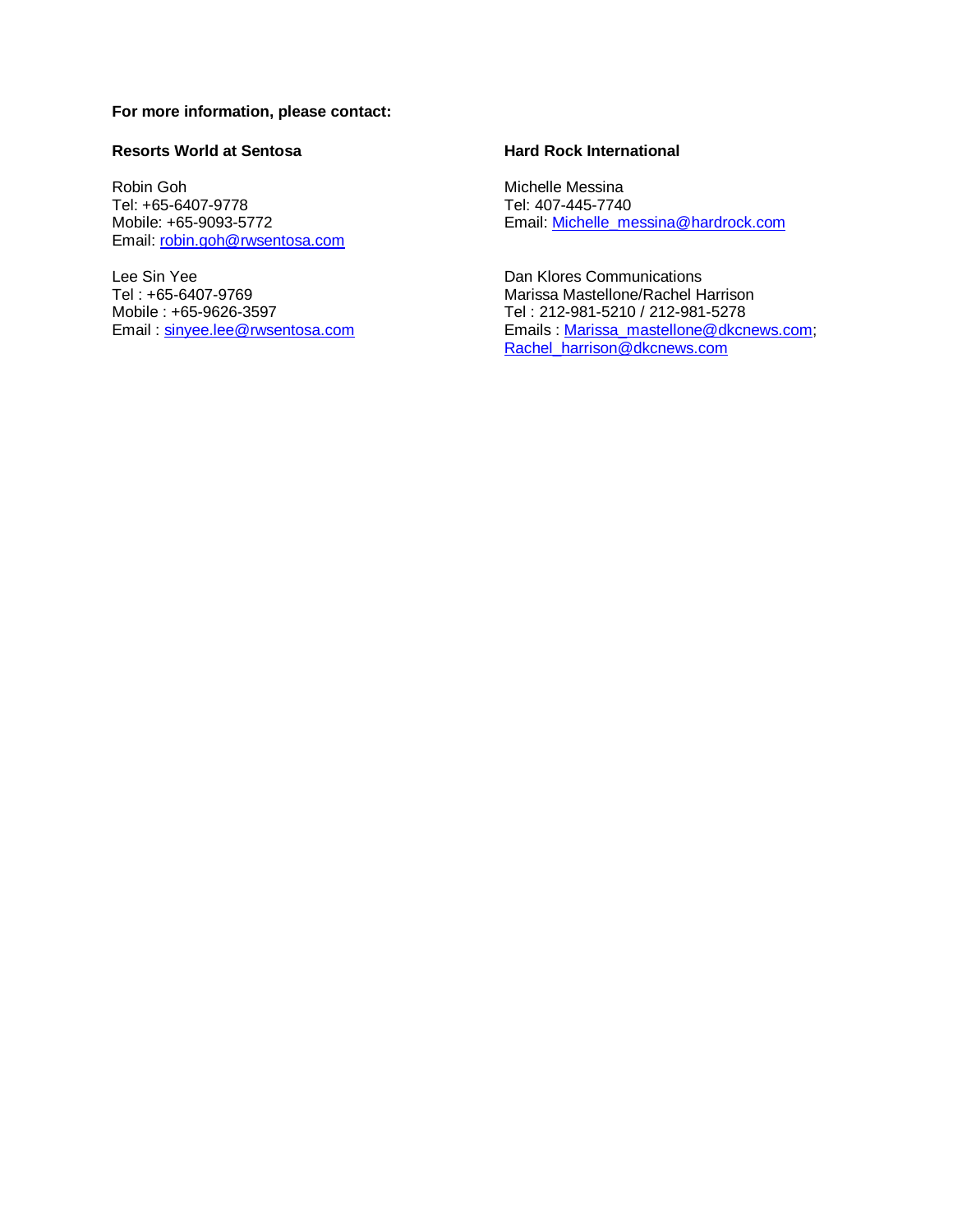**For more information, please contact:**

**Resorts World at Sentosa**

Robin Goh
Tel: +65-6407-9778
Mobile: +65-9093-5772
Email: robin.goh@rwsentosa.com

Lee Sin Yee
Tel : +65-6407-9769
Mobile : +65-9626-3597
Email : sinyee.lee@rwsentosa.com

**Hard Rock International**

Michelle Messina
Tel: 407-445-7740
Email: Michelle_messina@hardrock.com

Dan Klores Communications
Marissa Mastellone/Rachel Harrison
Tel : 212-981-5210 / 212-981-5278
Emails : Marissa_mastellone@dkcnews.com; Rachel_harrison@dkcnews.com